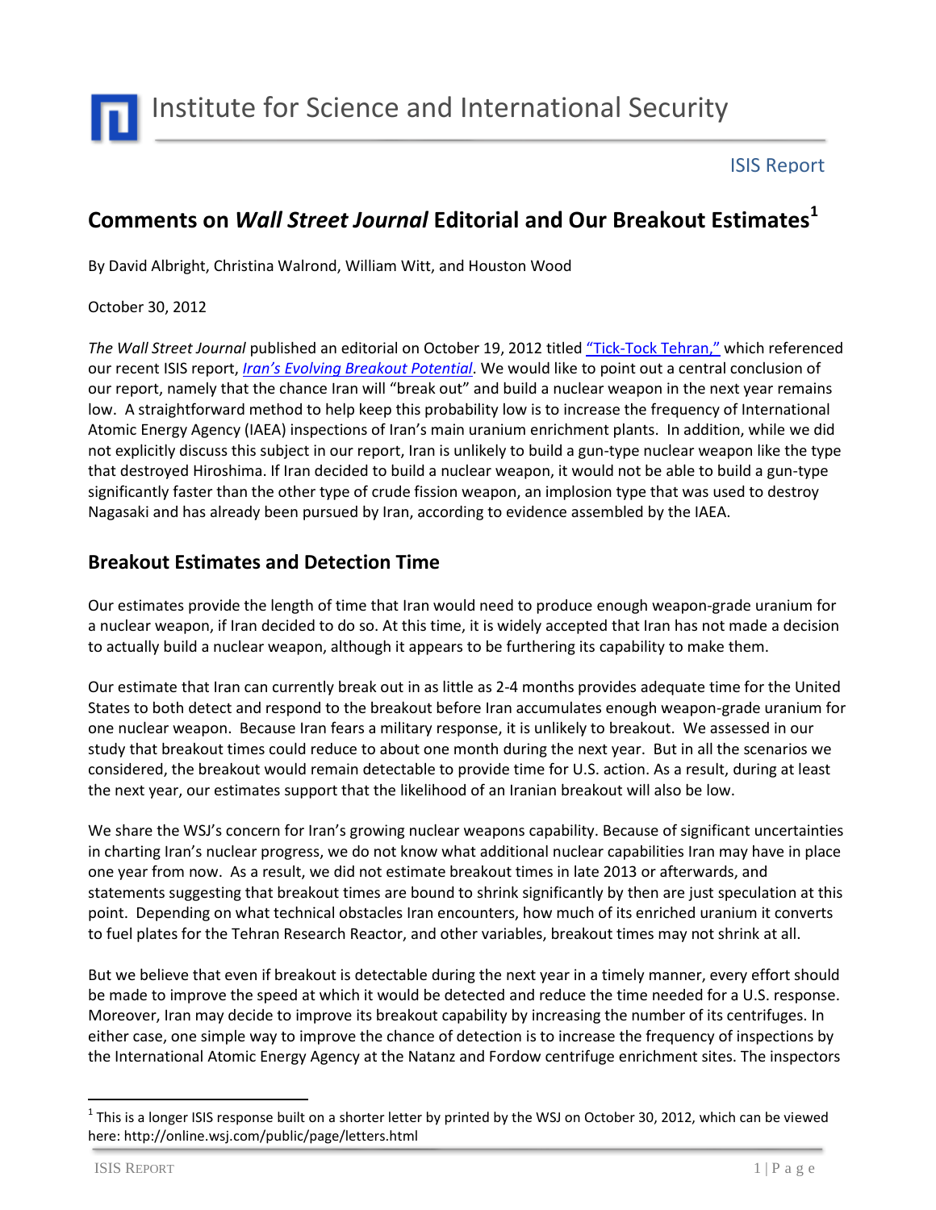# Institute for Science and International Security

ISIS Report

## Comments on *Wall Street Journal* Editorial and Our Breakout Estimates[1]

By David Albright, Christina Walrond, William Witt, and Houston Wood

October 30, 2012

*The Wall Street Journal* published an editorial on October 19, 2012 titled "Tick-Tock Tehran," which referenced our recent ISIS report, *Iran's Evolving Breakout Potential*. We would like to point out a central conclusion of our report, namely that the chance Iran will "break out" and build a nuclear weapon in the next year remains low. A straightforward method to help keep this probability low is to increase the frequency of International Atomic Energy Agency (IAEA) inspections of Iran's main uranium enrichment plants. In addition, while we did not explicitly discuss this subject in our report, Iran is unlikely to build a gun-type nuclear weapon like the type that destroyed Hiroshima. If Iran decided to build a nuclear weapon, it would not be able to build a gun-type significantly faster than the other type of crude fission weapon, an implosion type that was used to destroy Nagasaki and has already been pursued by Iran, according to evidence assembled by the IAEA.

## Breakout Estimates and Detection Time

Our estimates provide the length of time that Iran would need to produce enough weapon-grade uranium for a nuclear weapon, if Iran decided to do so. At this time, it is widely accepted that Iran has not made a decision to actually build a nuclear weapon, although it appears to be furthering its capability to make them.

Our estimate that Iran can currently break out in as little as 2-4 months provides adequate time for the United States to both detect and respond to the breakout before Iran accumulates enough weapon-grade uranium for one nuclear weapon. Because Iran fears a military response, it is unlikely to breakout. We assessed in our study that breakout times could reduce to about one month during the next year. But in all the scenarios we considered, the breakout would remain detectable to provide time for U.S. action. As a result, during at least the next year, our estimates support that the likelihood of an Iranian breakout will also be low.

We share the WSJ's concern for Iran's growing nuclear weapons capability. Because of significant uncertainties in charting Iran's nuclear progress, we do not know what additional nuclear capabilities Iran may have in place one year from now. As a result, we did not estimate breakout times in late 2013 or afterwards, and statements suggesting that breakout times are bound to shrink significantly by then are just speculation at this point. Depending on what technical obstacles Iran encounters, how much of its enriched uranium it converts to fuel plates for the Tehran Research Reactor, and other variables, breakout times may not shrink at all.

But we believe that even if breakout is detectable during the next year in a timely manner, every effort should be made to improve the speed at which it would be detected and reduce the time needed for a U.S. response. Moreover, Iran may decide to improve its breakout capability by increasing the number of its centrifuges. In either case, one simple way to improve the chance of detection is to increase the frequency of inspections by the International Atomic Energy Agency at the Natanz and Fordow centrifuge enrichment sites. The inspectors

---

[1] This is a longer ISIS response built on a shorter letter by printed by the WSJ on October 30, 2012, which can be viewed here: http://online.wsj.com/public/page/letters.html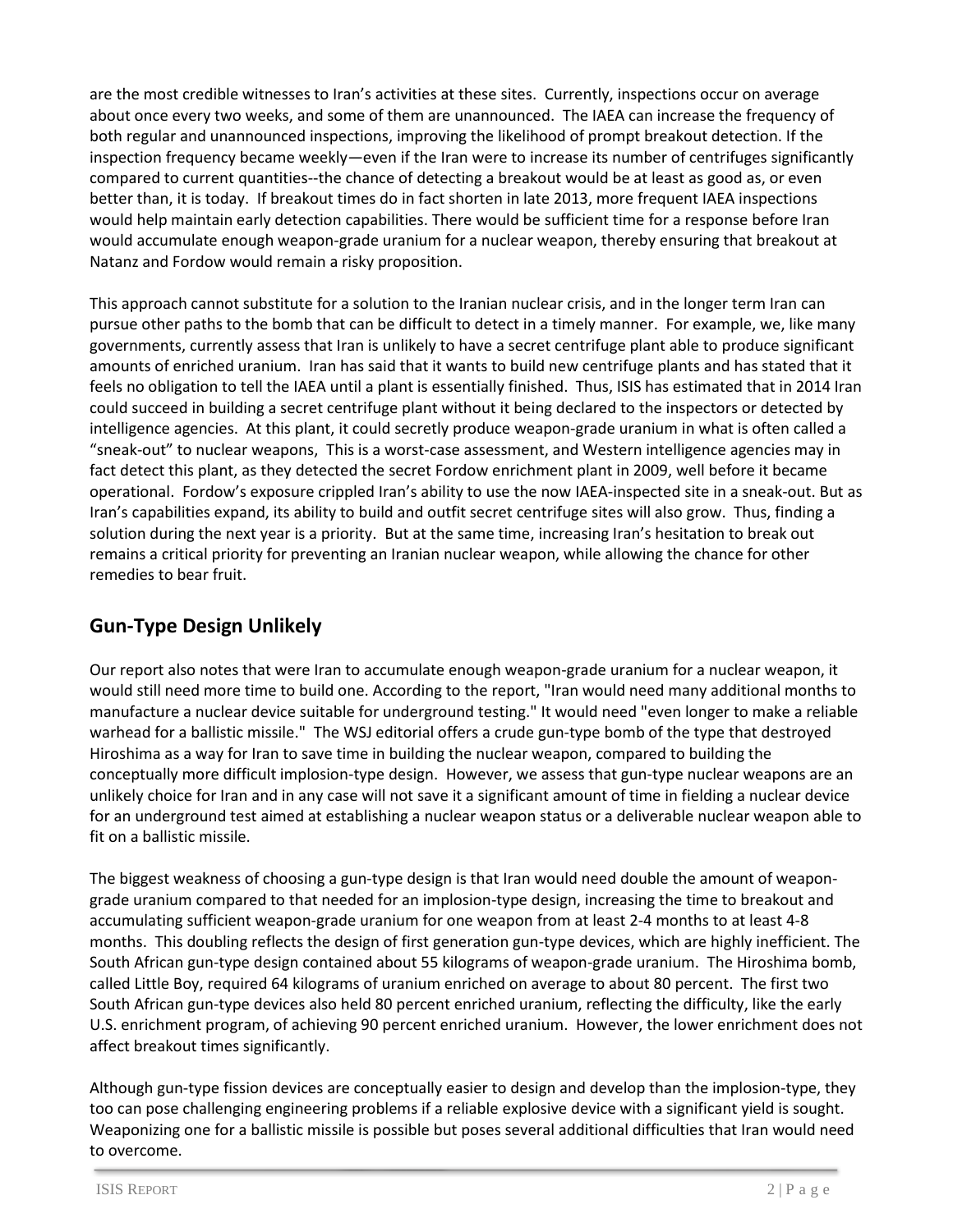are the most credible witnesses to Iran's activities at these sites. Currently, inspections occur on average about once every two weeks, and some of them are unannounced. The IAEA can increase the frequency of both regular and unannounced inspections, improving the likelihood of prompt breakout detection. If the inspection frequency became weekly—even if the Iran were to increase its number of centrifuges significantly compared to current quantities--the chance of detecting a breakout would be at least as good as, or even better than, it is today. If breakout times do in fact shorten in late 2013, more frequent IAEA inspections would help maintain early detection capabilities. There would be sufficient time for a response before Iran would accumulate enough weapon-grade uranium for a nuclear weapon, thereby ensuring that breakout at Natanz and Fordow would remain a risky proposition.

This approach cannot substitute for a solution to the Iranian nuclear crisis, and in the longer term Iran can pursue other paths to the bomb that can be difficult to detect in a timely manner. For example, we, like many governments, currently assess that Iran is unlikely to have a secret centrifuge plant able to produce significant amounts of enriched uranium. Iran has said that it wants to build new centrifuge plants and has stated that it feels no obligation to tell the IAEA until a plant is essentially finished. Thus, ISIS has estimated that in 2014 Iran could succeed in building a secret centrifuge plant without it being declared to the inspectors or detected by intelligence agencies. At this plant, it could secretly produce weapon-grade uranium in what is often called a "sneak-out" to nuclear weapons, This is a worst-case assessment, and Western intelligence agencies may in fact detect this plant, as they detected the secret Fordow enrichment plant in 2009, well before it became operational. Fordow's exposure crippled Iran's ability to use the now IAEA-inspected site in a sneak-out. But as Iran's capabilities expand, its ability to build and outfit secret centrifuge sites will also grow. Thus, finding a solution during the next year is a priority. But at the same time, increasing Iran's hesitation to break out remains a critical priority for preventing an Iranian nuclear weapon, while allowing the chance for other remedies to bear fruit.

## Gun-Type Design Unlikely

Our report also notes that were Iran to accumulate enough weapon-grade uranium for a nuclear weapon, it would still need more time to build one. According to the report, "Iran would need many additional months to manufacture a nuclear device suitable for underground testing." It would need "even longer to make a reliable warhead for a ballistic missile." The WSJ editorial offers a crude gun-type bomb of the type that destroyed Hiroshima as a way for Iran to save time in building the nuclear weapon, compared to building the conceptually more difficult implosion-type design. However, we assess that gun-type nuclear weapons are an unlikely choice for Iran and in any case will not save it a significant amount of time in fielding a nuclear device for an underground test aimed at establishing a nuclear weapon status or a deliverable nuclear weapon able to fit on a ballistic missile.

The biggest weakness of choosing a gun-type design is that Iran would need double the amount of weapon-grade uranium compared to that needed for an implosion-type design, increasing the time to breakout and accumulating sufficient weapon-grade uranium for one weapon from at least 2-4 months to at least 4-8 months. This doubling reflects the design of first generation gun-type devices, which are highly inefficient. The South African gun-type design contained about 55 kilograms of weapon-grade uranium. The Hiroshima bomb, called Little Boy, required 64 kilograms of uranium enriched on average to about 80 percent. The first two South African gun-type devices also held 80 percent enriched uranium, reflecting the difficulty, like the early U.S. enrichment program, of achieving 90 percent enriched uranium. However, the lower enrichment does not affect breakout times significantly.

Although gun-type fission devices are conceptually easier to design and develop than the implosion-type, they too can pose challenging engineering problems if a reliable explosive device with a significant yield is sought. Weaponizing one for a ballistic missile is possible but poses several additional difficulties that Iran would need to overcome.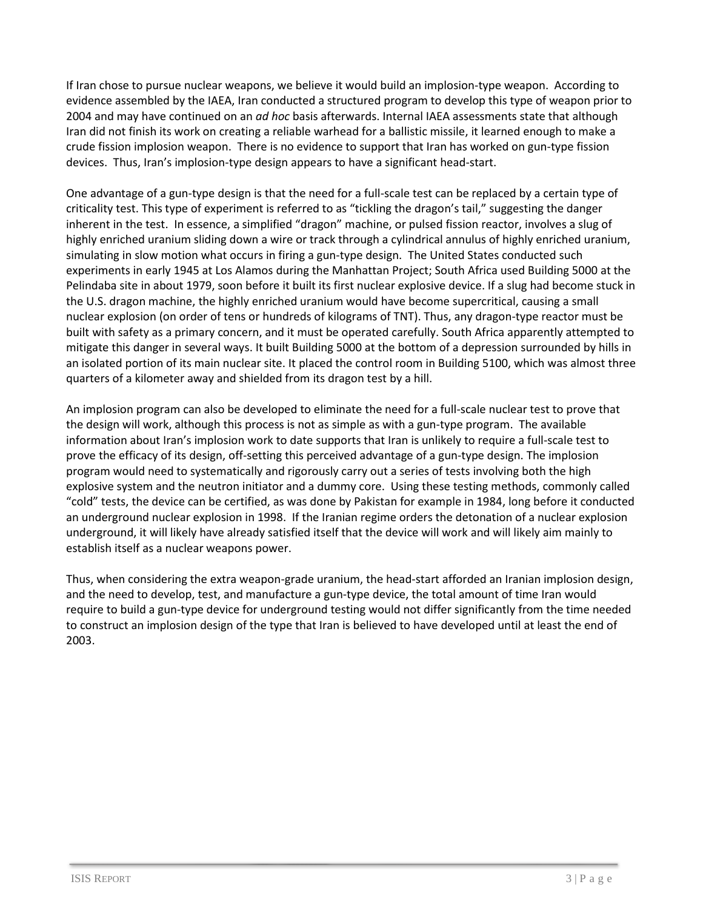If Iran chose to pursue nuclear weapons, we believe it would build an implosion-type weapon. According to evidence assembled by the IAEA, Iran conducted a structured program to develop this type of weapon prior to 2004 and may have continued on an *ad hoc* basis afterwards. Internal IAEA assessments state that although Iran did not finish its work on creating a reliable warhead for a ballistic missile, it learned enough to make a crude fission implosion weapon. There is no evidence to support that Iran has worked on gun-type fission devices. Thus, Iran's implosion-type design appears to have a significant head-start.

One advantage of a gun-type design is that the need for a full-scale test can be replaced by a certain type of criticality test. This type of experiment is referred to as "tickling the dragon's tail," suggesting the danger inherent in the test. In essence, a simplified "dragon" machine, or pulsed fission reactor, involves a slug of highly enriched uranium sliding down a wire or track through a cylindrical annulus of highly enriched uranium, simulating in slow motion what occurs in firing a gun-type design. The United States conducted such experiments in early 1945 at Los Alamos during the Manhattan Project; South Africa used Building 5000 at the Pelindaba site in about 1979, soon before it built its first nuclear explosive device. If a slug had become stuck in the U.S. dragon machine, the highly enriched uranium would have become supercritical, causing a small nuclear explosion (on order of tens or hundreds of kilograms of TNT). Thus, any dragon-type reactor must be built with safety as a primary concern, and it must be operated carefully. South Africa apparently attempted to mitigate this danger in several ways. It built Building 5000 at the bottom of a depression surrounded by hills in an isolated portion of its main nuclear site. It placed the control room in Building 5100, which was almost three quarters of a kilometer away and shielded from its dragon test by a hill.

An implosion program can also be developed to eliminate the need for a full-scale nuclear test to prove that the design will work, although this process is not as simple as with a gun-type program. The available information about Iran's implosion work to date supports that Iran is unlikely to require a full-scale test to prove the efficacy of its design, off-setting this perceived advantage of a gun-type design. The implosion program would need to systematically and rigorously carry out a series of tests involving both the high explosive system and the neutron initiator and a dummy core. Using these testing methods, commonly called "cold" tests, the device can be certified, as was done by Pakistan for example in 1984, long before it conducted an underground nuclear explosion in 1998. If the Iranian regime orders the detonation of a nuclear explosion underground, it will likely have already satisfied itself that the device will work and will likely aim mainly to establish itself as a nuclear weapons power.

Thus, when considering the extra weapon-grade uranium, the head-start afforded an Iranian implosion design, and the need to develop, test, and manufacture a gun-type device, the total amount of time Iran would require to build a gun-type device for underground testing would not differ significantly from the time needed to construct an implosion design of the type that Iran is believed to have developed until at least the end of 2003.